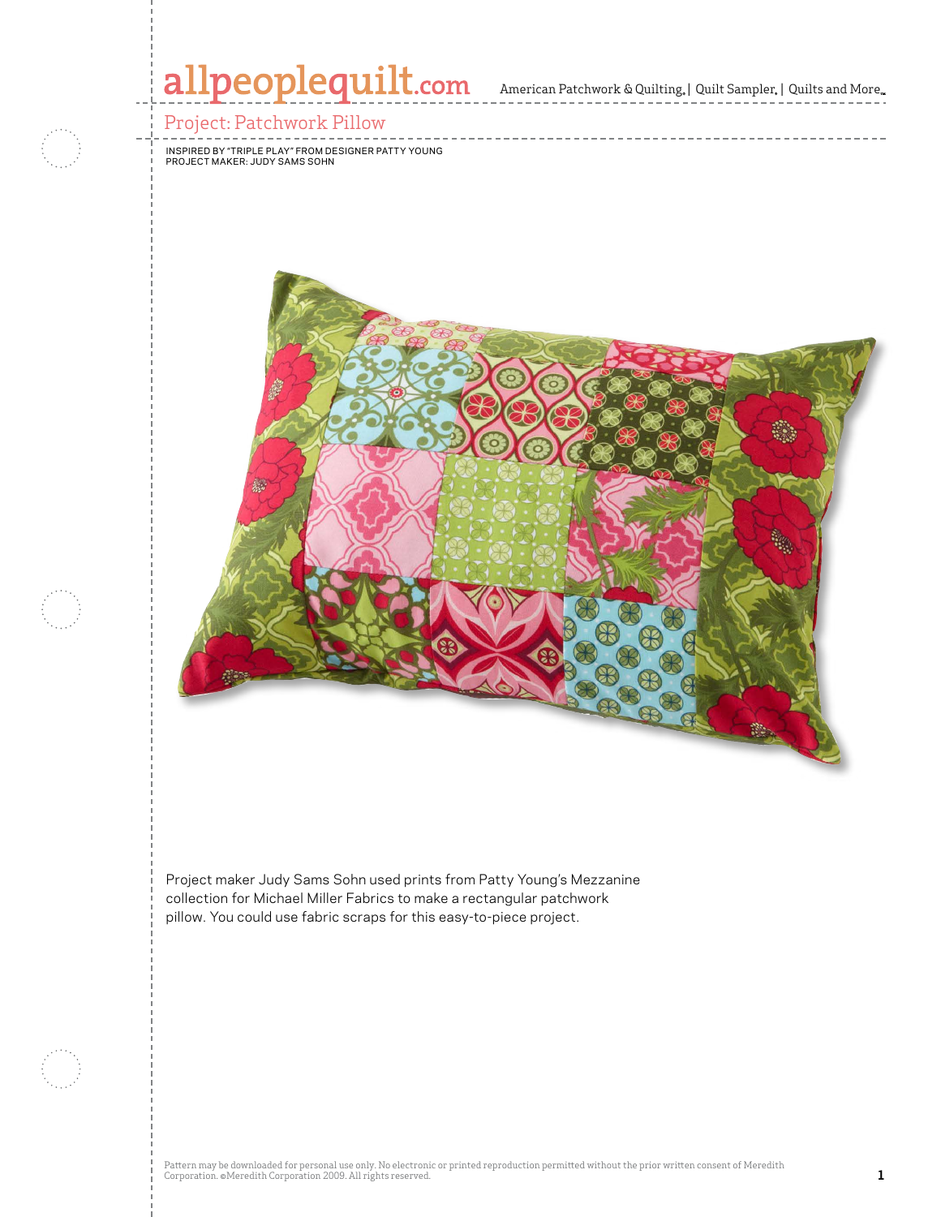# Project: Patchwork Pillow

INSPIRED BY "TRIPLE PLAY" FROM DESIGNER PATTY YOUNG
PROJECT MAKER: JUDY SAMS SOHN

Project maker Judy Sams Sohn used prints from Patty Young's Mezzanine collection for Michael Miller Fabrics to make a rectangular patchwork pillow. You could use fabric scraps for this easy-to-piece project.

Pattern may be downloaded for personal use only. No electronic or printed reproduction permitted without the prior written consent of Meredith Corporation. ©Meredith Corporation 2009. All rights reserved.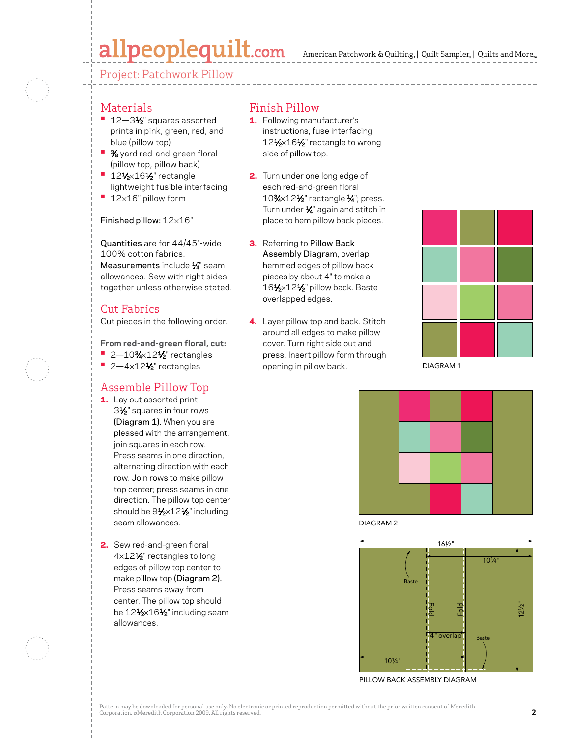Project: Patchwork Pillow

## Materials

- 12—3½" squares assorted prints in pink, green, red, and blue (pillow top)
- ⅜ yard red-and-green floral (pillow top, pillow back)
- 12½×16½" rectangle lightweight fusible interfacing
- 12×16" pillow form

Finished pillow: 12×16"

Quantities are for 44/45"-wide 100% cotton fabrics. Measurements include ¼" seam allowances. Sew with right sides together unless otherwise stated.

## Cut Fabrics

Cut pieces in the following order.

**From red-and-green floral, cut:**

- 2—10¾×12½" rectangles
- 2—4×12½" rectangles

## Assemble Pillow Top

1. Lay out assorted print 3½" squares in four rows **(Diagram 1).** When you are pleased with the arrangement, join squares in each row. Press seams in one direction, alternating direction with each row. Join rows to make pillow top center; press seams in one direction. The pillow top center should be 9½×12½" including seam allowances.

2. Sew red-and-green floral 4×12½" rectangles to long edges of pillow top center to make pillow top **(Diagram 2).** Press seams away from center. The pillow top should be 12½×16½" including seam allowances.

## Finish Pillow

1. Following manufacturer's instructions, fuse interfacing 12½×16½" rectangle to wrong side of pillow top.

2. Turn under one long edge of each red-and-green floral 10¾×12½" rectangle ¼"; press. Turn under ¼" again and stitch in place to hem pillow back pieces.

3. Referring to **Pillow Back Assembly Diagram,** overlap hemmed edges of pillow back pieces by about 4" to make a 16½×12½" pillow back. Baste overlapped edges.

4. Layer pillow top and back. Stitch around all edges to make pillow cover. Turn right side out and press. Insert pillow form through opening in pillow back.

DIAGRAM 1

DIAGRAM 2

16½"
10¼"
Baste
Fold
Fold
12½"
4" overlap
Baste
10¼"

PILLOW BACK ASSEMBLY DIAGRAM

Pattern may be downloaded for personal use only. No electronic or printed reproduction permitted without the prior written consent of Meredith Corporation. ©Meredith Corporation 2009. All rights reserved.